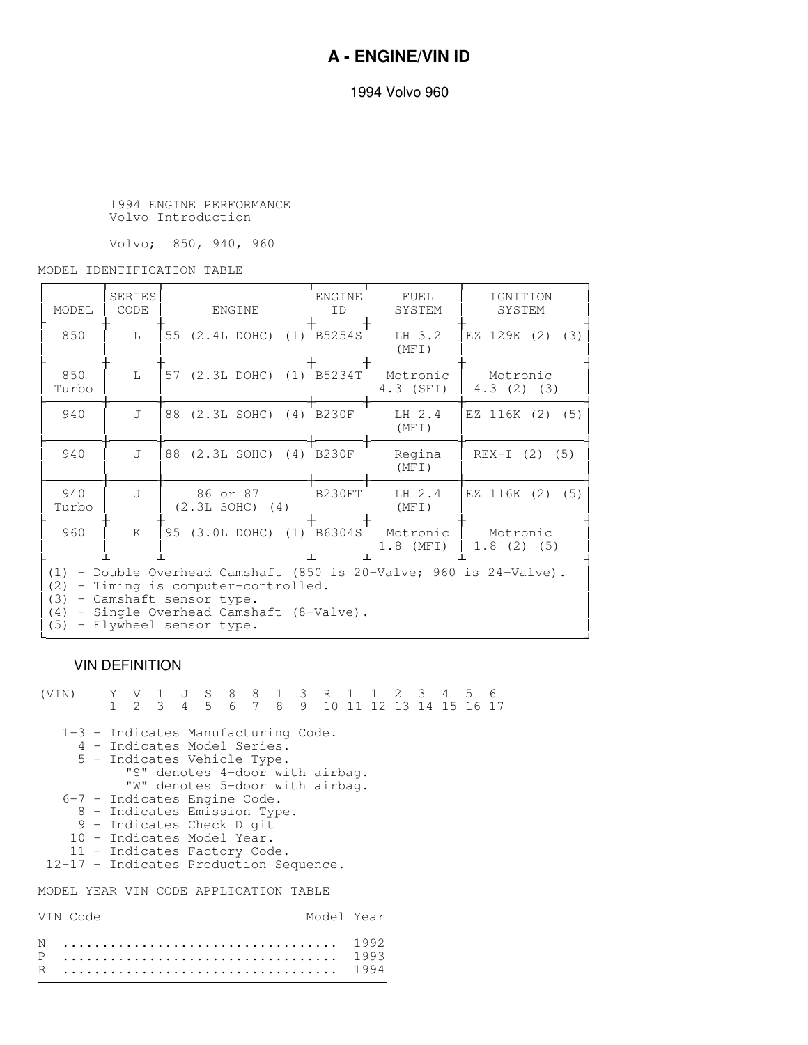# A - ENGINE/VIN ID

1994 Volvo 960

1994 ENGINE PERFORMANCE
Volvo Introduction

Volvo; 850, 940, 960

MODEL IDENTIFICATION TABLE

| MODEL | SERIES CODE | ENGINE | ENGINE ID | FUEL SYSTEM | IGNITION SYSTEM |
|---|---|---|---|---|---|
| 850 | L | 55 (2.4L DOHC) (1) | B5254S | LH 3.2 (MFI) | EZ 129K (2) (3) |
| 850 Turbo | L | 57 (2.3L DOHC) (1) | B5234T | Motronic 4.3 (SFI) | Motronic 4.3 (2) (3) |
| 940 | J | 88 (2.3L SOHC) (4) | B230F | LH 2.4 (MFI) | EZ 116K (2) (5) |
| 940 | J | 88 (2.3L SOHC) (4) | B230F | Regina (MFI) | REX-I (2) (5) |
| 940 Turbo | J | 86 or 87 (2.3L SOHC) (4) | B230FT | LH 2.4 (MFI) | EZ 116K (2) (5) |
| 960 | K | 95 (3.0L DOHC) (1) | B6304S | Motronic 1.8 (MFI) | Motronic 1.8 (2) (5) |

(1) - Double Overhead Camshaft (850 is 20-Valve; 960 is 24-Valve).
(2) - Timing is computer-controlled.
(3) - Camshaft sensor type.
(4) - Single Overhead Camshaft (8-Valve).
(5) - Flywheel sensor type.

## VIN DEFINITION

```
(VIN)    Y  V  1  J  S  8  8  1  3  R  1  1  2  3  4  5  6
         1  2  3  4  5  6  7  8  9  10 11 12 13 14 15 16 17
```

- 1-3 - Indicates Manufacturing Code.
- 4 - Indicates Model Series.
- 5 - Indicates Vehicle Type.
  - "S" denotes 4-door with airbag.
  - "W" denotes 5-door with airbag.
- 6-7 - Indicates Engine Code.
- 8 - Indicates Emission Type.
- 9 - Indicates Check Digit
- 10 - Indicates Model Year.
- 11 - Indicates Factory Code.
- 12-17 - Indicates Production Sequence.

MODEL YEAR VIN CODE APPLICATION TABLE

| VIN Code | Model Year |
|---|---|
| N | 1992 |
| P | 1993 |
| R | 1994 |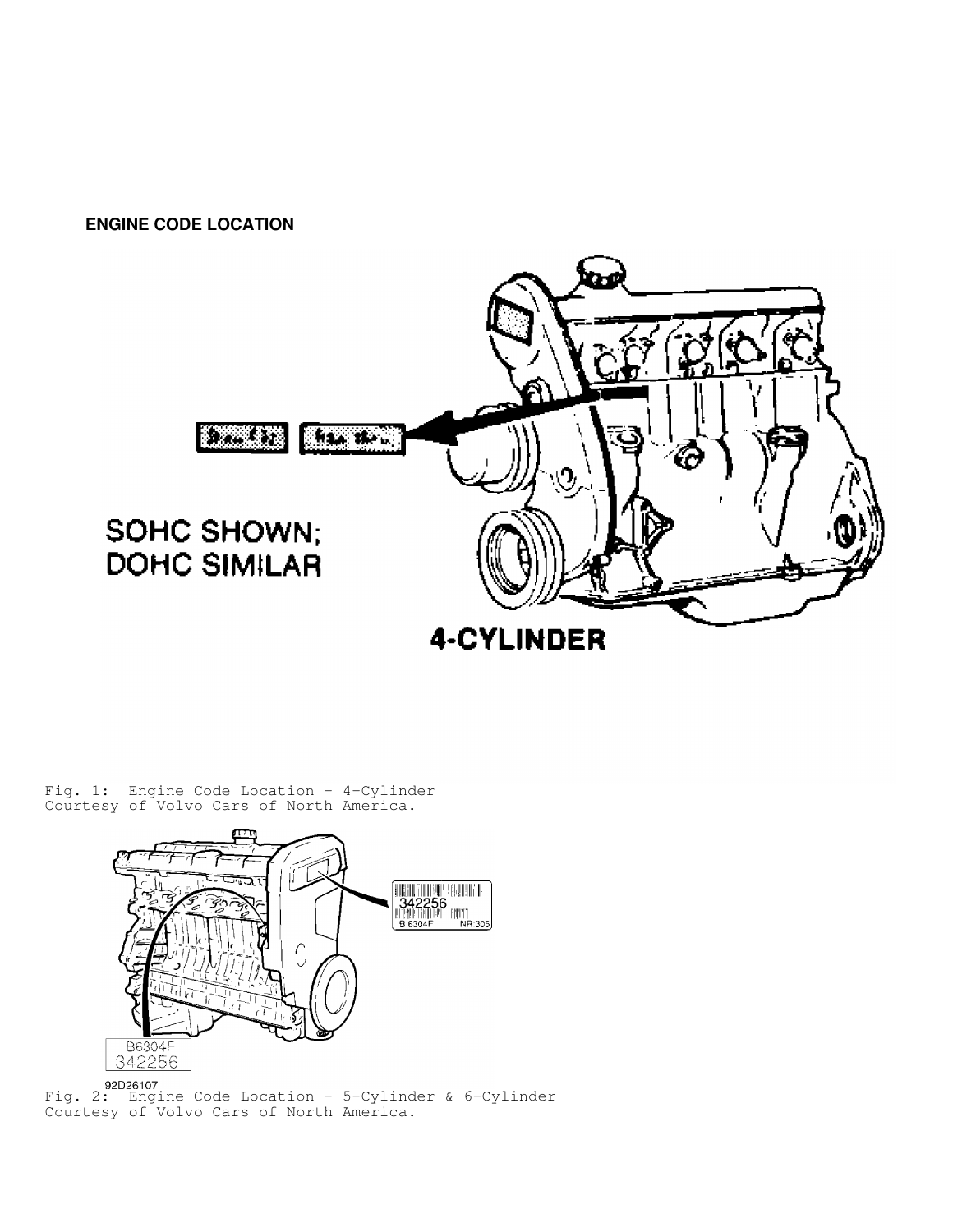**ENGINE CODE LOCATION**

SOHC SHOWN;
DOHC SIMILAR

4-CYLINDER

Fig. 1: Engine Code Location - 4-Cylinder
Courtesy of Volvo Cars of North America.

342256
B 6304F NR 305

B6304F
342256

92D26107

Fig. 2: Engine Code Location - 5-Cylinder & 6-Cylinder
Courtesy of Volvo Cars of North America.